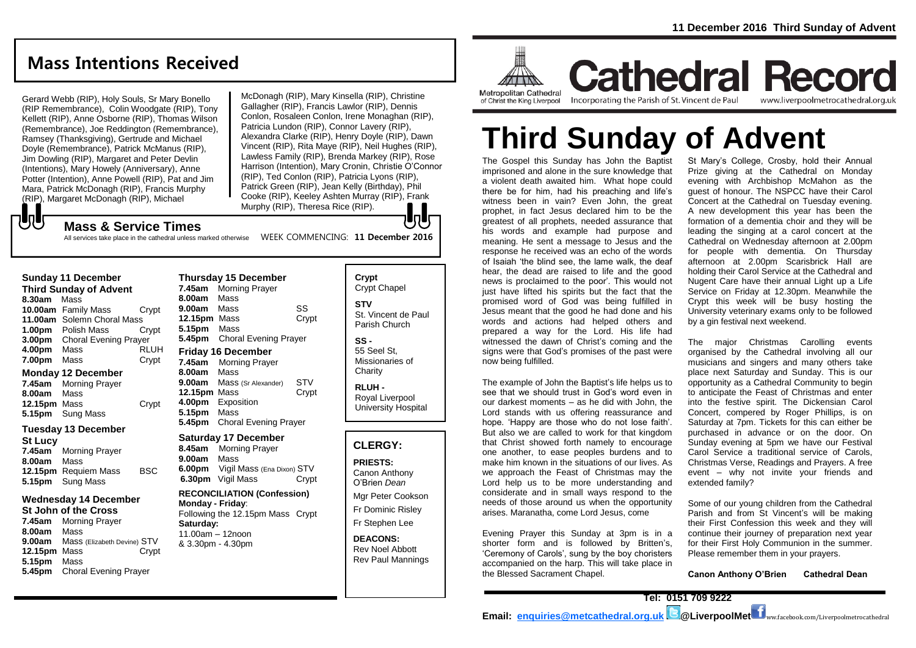## Mass Intentions Received

Gerard Webb (RIP), Holy Souls, Sr Mary Bonello (RIP Remembrance), Colin Woodgate (RIP), Tony Kellett (RIP), Anne Osborne (RIP), Thomas Wilson (Remembrance), Joe Reddington (Remembrance), Ramsey (Thanksgiving), Gertrude and Michael Doyle (Remembrance), Patrick McManus (RIP), Jim Dowling (RIP), Margaret and Peter Devlin (Intentions), Mary Howely (Anniversary), Anne Potter (Intention), Anne Powell (RIP), Pat and Jim Mara, Patrick McDonagh (RIP), Francis Murphy (RIP), Margaret McDonagh (RIP), Michael McDonagh (RIP), Mary Kinsella (RIP), Christine Gallagher (RIP), Francis Lawlor (RIP), Dennis Conlon, Rosaleen Conlon, Irene Monaghan (RIP), Patricia Lundon (RIP), Connor Lavery (RIP), Alexandra Clarke (RIP), Henry Doyle (RIP), Dawn Vincent (RIP), Rita Maye (RIP), Neil Hughes (RIP), Lawless Family (RIP), Brenda Markey (RIP), Rose Harrison (Intention), Mary Cronin, Christie O'Connor (RIP), Ted Conlon (RIP), Patricia Lyons (RIP), Patrick Green (RIP), Jean Kelly (Birthday), Phil Cooke (RIP), Keeley Ashten Murray (RIP), Frank Murphy (RIP), Theresa Rice (RIP).

### Mass & Service Times

All services take place in the cathedral unless marked otherwise WEEK COMMENCING: **11 December 2016**

**Sunday 11 December**
**Third Sunday of Advent**

| | | |
|---|---|---|
| **8.30am** | Mass | |
| **10.00am** | Family Mass | Crypt |
| **11.00am** | Solemn Choral Mass | |
| **1.00pm** | Polish Mass | Crypt |
| **3.00pm** | Choral Evening Prayer | |
| **4.00pm** | Mass | RLUH |
| **7.00pm** | Mass | Crypt |

**Monday 12 December**

| | | |
|---|---|---|
| **7.45am** | Morning Prayer | |
| **8.00am** | Mass | |
| **12.15pm** | Mass | Crypt |
| **5.15pm** | Sung Mass | |

**Tuesday 13 December**
**St Lucy**

| | | |
|---|---|---|
| **7.45am** | Morning Prayer | |
| **8.00am** | Mass | |
| **12.15pm** | Requiem Mass | BSC |
| **5.15pm** | Sung Mass | |

**Wednesday 14 December**
**St John of the Cross**

| | | |
|---|---|---|
| **7.45am** | Morning Prayer | |
| **8.00am** | Mass | |
| **9.00am** | Mass (Elizabeth Devine) | STV |
| **12.15pm** | Mass | Crypt |
| **5.15pm** | Mass | |
| **5.45pm** | Choral Evening Prayer | |

**Thursday 15 December**

| | | |
|---|---|---|
| **7.45am** | Morning Prayer | |
| **8.00am** | Mass | |
| **9.00am** | Mass | SS |
| **12.15pm** | Mass | Crypt |
| **5.15pm** | Mass | |
| **5.45pm** | Choral Evening Prayer | |

**Friday 16 December**

| | | |
|---|---|---|
| **7.45am** | Morning Prayer | |
| **8.00am** | Mass | |
| **9.00am** | Mass (Sr Alexander) | STV |
| **12.15pm** | Mass | Crypt |
| **4.00pm** | Exposition | |
| **5.15pm** | Mass | |
| **5.45pm** | Choral Evening Prayer | |

**Saturday 17 December**

| | | |
|---|---|---|
| **8.45am** | Morning Prayer | |
| **9.00am** | Mass | |
| **6.00pm** | Vigil Mass (Ena Dixon) | STV |
| **6.30pm** | Vigil Mass | Crypt |

**RECONCILIATION (Confession)**
**Monday - Friday**:
Following the 12.15pm Mass Crypt
**Saturday:**
11.00am – 12noon
& 3.30pm - 4.30pm

**Crypt**
Crypt Chapel

**STV**
St. Vincent de Paul Parish Church

**SS -**
55 Seel St, Missionaries of Charity

**RLUH -**
Royal Liverpool University Hospital

### CLERGY:

**PRIESTS:**
Canon Anthony O'Brien *Dean*
Mgr Peter Cookson
Fr Dominic Risley
Fr Stephen Lee

**DEACONS:**
Rev Noel Abbott
Rev Paul Mannings

**11 December 2016 Third Sunday of Advent**

Metropolitan Cathedral of Christ the King Liverpool

# Cathedral Record

Incorporating the Parish of St. Vincent de Paul www.liverpoolmetrocathedral.org.uk

# Third Sunday of Advent

The Gospel this Sunday has John the Baptist imprisoned and alone in the sure knowledge that a violent death awaited him. What hope could there be for him, had his preaching and life's witness been in vain? Even John, the great prophet, in fact Jesus declared him to be the greatest of all prophets, needed assurance that his words and example had purpose and meaning. He sent a message to Jesus and the response he received was an echo of the words of Isaiah 'the blind see, the lame walk, the deaf hear, the dead are raised to life and the good news is proclaimed to the poor'. This would not just have lifted his spirits but the fact that the promised word of God was being fulfilled in Jesus meant that the good he had done and his words and actions had helped others and prepared a way for the Lord. His life had witnessed the dawn of Christ's coming and the signs were that God's promises of the past were now being fulfilled.

The example of John the Baptist's life helps us to see that we should trust in God's word even in our darkest moments – as he did with John, the Lord stands with us offering reassurance and hope. 'Happy are those who do not lose faith'. But also we are called to work for that kingdom that Christ showed forth namely to encourage one another, to ease peoples burdens and to make him known in the situations of our lives. As we approach the Feast of Christmas may the Lord help us to be more understanding and considerate and in small ways respond to the needs of those around us when the opportunity arises. Maranatha, come Lord Jesus, come

Evening Prayer this Sunday at 3pm is in a shorter form and is followed by Britten's, 'Ceremony of Carols', sung by the boy choristers accompanied on the harp. This will take place in the Blessed Sacrament Chapel.

St Mary's College, Crosby, hold their Annual Prize giving at the Cathedral on Monday evening with Archbishop McMahon as the guest of honour. The NSPCC have their Carol Concert at the Cathedral on Tuesday evening. A new development this year has been the formation of a dementia choir and they will be leading the singing at a carol concert at the Cathedral on Wednesday afternoon at 2.00pm for people with dementia. On Thursday afternoon at 2.00pm Scarisbrick Hall are holding their Carol Service at the Cathedral and Nugent Care have their annual Light up a Life Service on Friday at 12.30pm. Meanwhile the Crypt this week will be busy hosting the University veterinary exams only to be followed by a gin festival next weekend.

The major Christmas Carolling events organised by the Cathedral involving all our musicians and singers and many others take place next Saturday and Sunday. This is our opportunity as a Cathedral Community to begin to anticipate the Feast of Christmas and enter into the festive spirit. The Dickensian Carol Concert, compered by Roger Phillips, is on Saturday at 7pm. Tickets for this can either be purchased in advance or on the door. On Sunday evening at 5pm we have our Festival Carol Service a traditional service of Carols, Christmas Verse, Readings and Prayers. A free event – why not invite your friends and extended family?

Some of our young children from the Cathedral Parish and from St Vincent's will be making their First Confession this week and they will continue their journey of preparation next year for their First Holy Communion in the summer. Please remember them in your prayers.

**Canon Anthony O'Brien Cathedral Dean**

**Tel: 0151 709 9222**
**Email: enquiries@metcathedral.org.uk @LiverpoolMet** www.facebook.com/Liverpoolmetrocathedral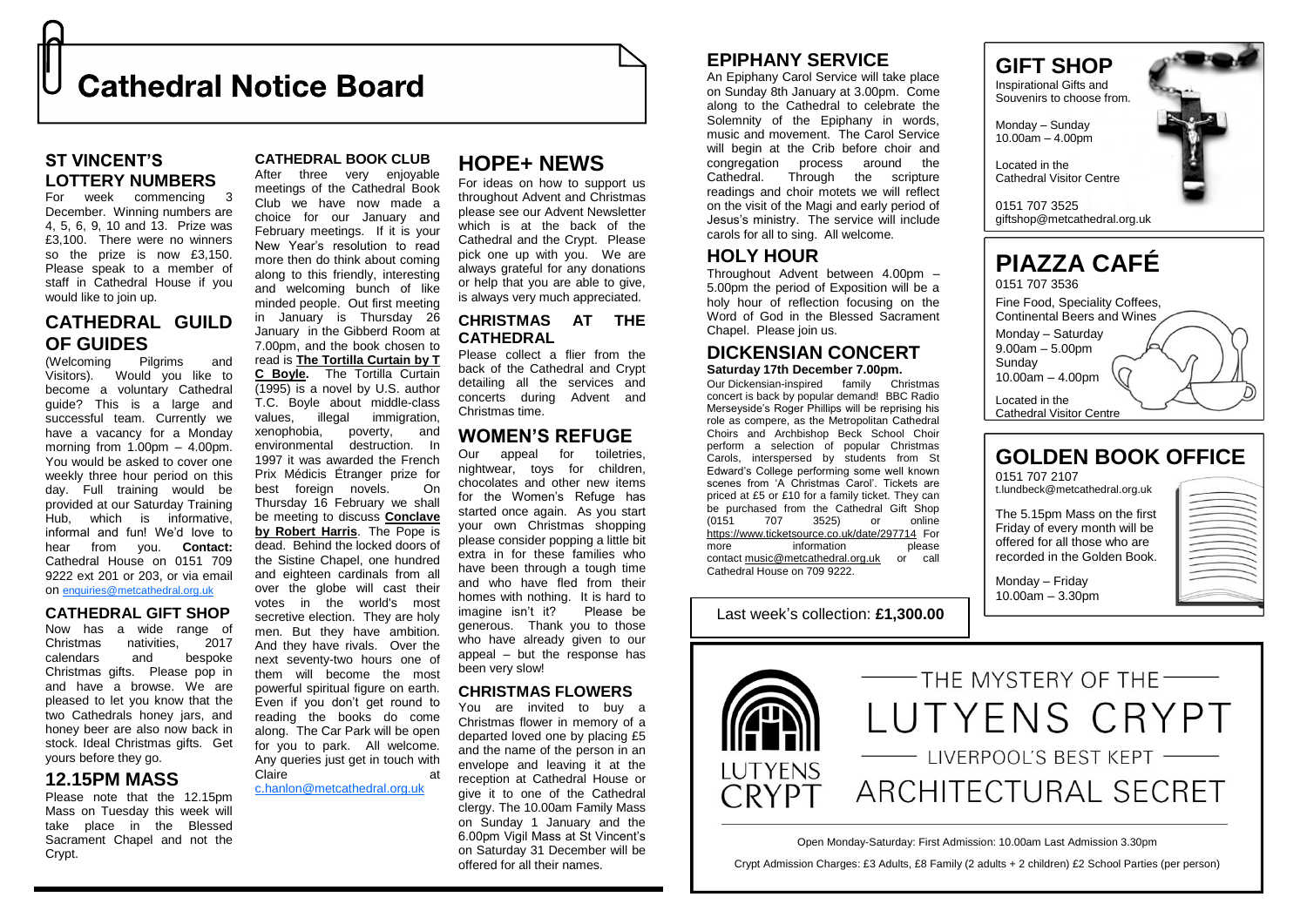# Cathedral Notice Board

## ST VINCENT'S LOTTERY NUMBERS

For week commencing 3 December. Winning numbers are 4, 5, 6, 9, 10 and 13. Prize was £3,100. There were no winners so the prize is now £3,150. Please speak to a member of staff in Cathedral House if you would like to join up.

## CATHEDRAL GUILD OF GUIDES

(Welcoming Pilgrims and Visitors). Would you like to become a voluntary Cathedral guide? This is a large and successful team. Currently we have a vacancy for a Monday morning from 1.00pm – 4.00pm. You would be asked to cover one weekly three hour period on this day. Full training would be provided at our Saturday Training Hub, which is informative, informal and fun! We'd love to hear from you. **Contact:** Cathedral House on 0151 709 9222 ext 201 or 203, or via email on enquiries@metcathedral.org.uk

### CATHEDRAL GIFT SHOP

Now has a wide range of Christmas nativities, 2017 calendars and bespoke Christmas gifts. Please pop in and have a browse. We are pleased to let you know that the two Cathedrals honey jars, and honey beer are also now back in stock. Ideal Christmas gifts. Get yours before they go.

## 12.15PM MASS

Please note that the 12.15pm Mass on Tuesday this week will take place in the Blessed Sacrament Chapel and not the Crypt.

### CATHEDRAL BOOK CLUB

After three very enjoyable meetings of the Cathedral Book Club we have now made a choice for our January and February meetings. If it is your New Year's resolution to read more then do think about coming along to this friendly, interesting and welcoming bunch of like minded people. Out first meeting in January is Thursday 26 January in the Gibberd Room at 7.00pm, and the book chosen to read is **The Tortilla Curtain by T C Boyle.** The Tortilla Curtain (1995) is a novel by U.S. author T.C. Boyle about middle-class values, illegal immigration, xenophobia, poverty, and environmental destruction. In 1997 it was awarded the French Prix Médicis Étranger prize for best foreign novels. On Thursday 16 February we shall be meeting to discuss **Conclave by Robert Harris**. The Pope is dead. Behind the locked doors of the Sistine Chapel, one hundred and eighteen cardinals from all over the globe will cast their votes in the world's most secretive election. They are holy men. But they have ambition. And they have rivals. Over the next seventy-two hours one of them will become the most powerful spiritual figure on earth. Even if you don't get round to reading the books do come along. The Car Park will be open for you to park. All welcome. Any queries just get in touch with Claire at c.hanlon@metcathedral.org.uk

## HOPE+ NEWS

For ideas on how to support us throughout Advent and Christmas please see our Advent Newsletter which is at the back of the Cathedral and the Crypt. Please pick one up with you. We are always grateful for any donations or help that you are able to give, is always very much appreciated.

### CHRISTMAS AT THE CATHEDRAL

Please collect a flier from the back of the Cathedral and Crypt detailing all the services and concerts during Advent and Christmas time.

## WOMEN'S REFUGE

Our appeal for toiletries, nightwear, toys for children, chocolates and other new items for the Women's Refuge has started once again. As you start your own Christmas shopping please consider popping a little bit extra in for these families who have been through a tough time and who have fled from their homes with nothing. It is hard to imagine isn't it? Please be generous. Thank you to those who have already given to our appeal – but the response has been very slow!

### CHRISTMAS FLOWERS

You are invited to buy a Christmas flower in memory of a departed loved one by placing £5 and the name of the person in an envelope and leaving it at the reception at Cathedral House or give it to one of the Cathedral clergy. The 10.00am Family Mass on Sunday 1 January and the 6.00pm Vigil Mass at St Vincent's on Saturday 31 December will be offered for all their names.

## EPIPHANY SERVICE

An Epiphany Carol Service will take place on Sunday 8th January at 3.00pm. Come along to the Cathedral to celebrate the Solemnity of the Epiphany in words, music and movement. The Carol Service will begin at the Crib before choir and congregation process around the Cathedral. Through the scripture readings and choir motets we will reflect on the visit of the Magi and early period of Jesus's ministry. The service will include carols for all to sing. All welcome.

## HOLY HOUR

Throughout Advent between 4.00pm – 5.00pm the period of Exposition will be a holy hour of reflection focusing on the Word of God in the Blessed Sacrament Chapel. Please join us.

## DICKENSIAN CONCERT

**Saturday 17th December 7.00pm.**

Our Dickensian-inspired family Christmas concert is back by popular demand! BBC Radio Merseyside's Roger Phillips will be reprising his role as compere, as the Metropolitan Cathedral Choirs and Archbishop Beck School Choir perform a selection of popular Christmas Carols, interspersed by students from St Edward's College performing some well known scenes from 'A Christmas Carol'. Tickets are priced at £5 or £10 for a family ticket. They can be purchased from the Cathedral Gift Shop (0151 707 3525) or online https://www.ticketsource.co.uk/date/297714 For more information please contact music@metcathedral.org.uk or call Cathedral House on 709 9222.

Last week's collection: **£1,300.00**

## GIFT SHOP

Inspirational Gifts and Souvenirs to choose from.

Monday – Sunday
10.00am – 4.00pm

Located in the Cathedral Visitor Centre

0151 707 3525
giftshop@metcathedral.org.uk

## PIAZZA CAFÉ

0151 707 3536

Fine Food, Speciality Coffees, Continental Beers and Wines

Monday – Saturday
9.00am – 5.00pm
Sunday
10.00am – 4.00pm

Located in the Cathedral Visitor Centre

## GOLDEN BOOK OFFICE

0151 707 2107
t.lundbeck@metcathedral.org.uk

The 5.15pm Mass on the first Friday of every month will be offered for all those who are recorded in the Golden Book.

Monday – Friday
10.00am – 3.30pm

LUTYENS CRYPT

THE MYSTERY OF THE LUTYENS CRYPT

LIVERPOOL'S BEST KEPT ARCHITECTURAL SECRET

Open Monday-Saturday: First Admission: 10.00am Last Admission 3.30pm

Crypt Admission Charges: £3 Adults, £8 Family (2 adults + 2 children) £2 School Parties (per person)